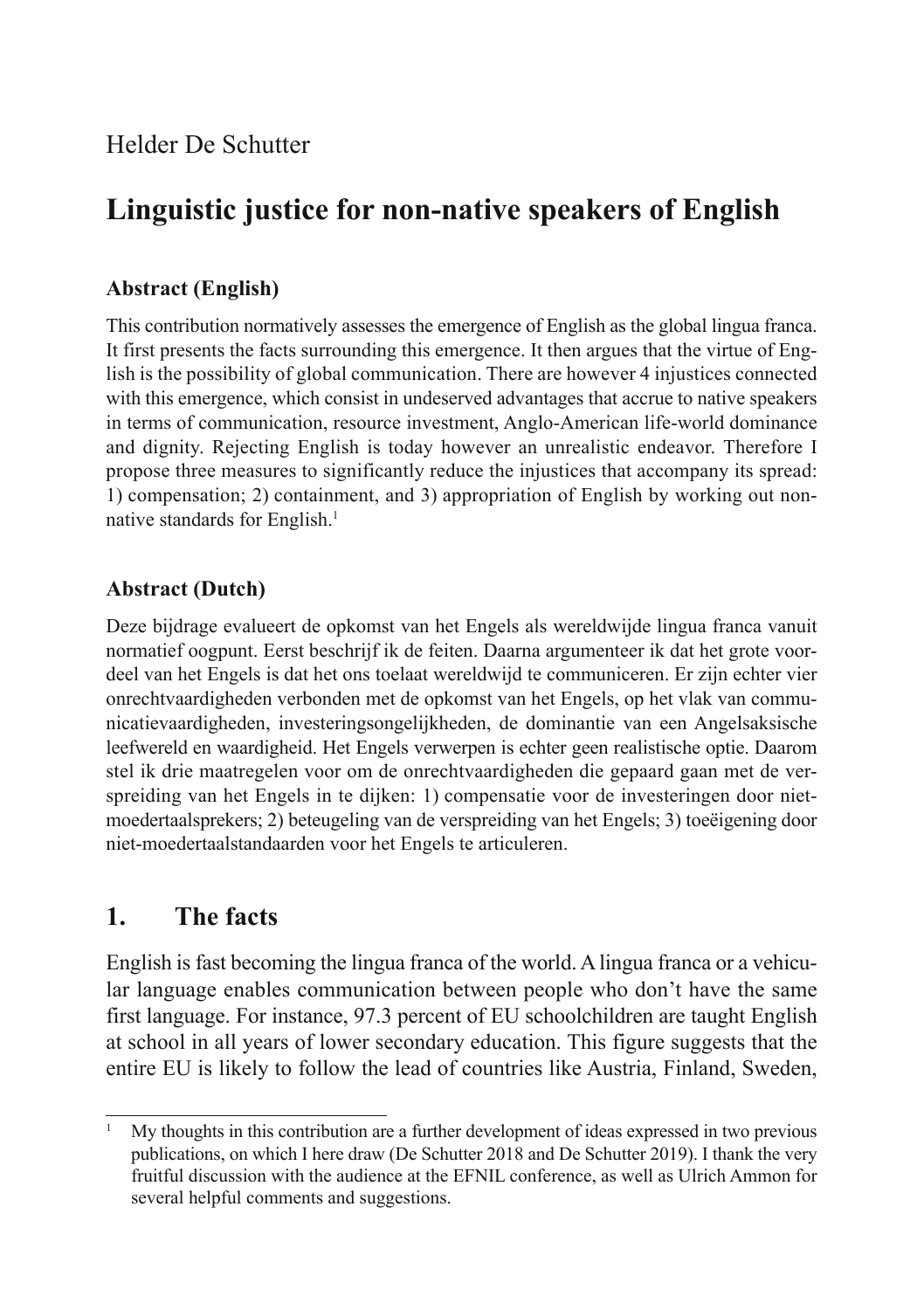Helder De Schutter

# Linguistic justice for non-native speakers of English

### Abstract (English)

This contribution normatively assesses the emergence of English as the global lingua franca. It first presents the facts surrounding this emergence. It then argues that the virtue of English is the possibility of global communication. There are however 4 injustices connected with this emergence, which consist in undeserved advantages that accrue to native speakers in terms of communication, resource investment, Anglo-American life-world dominance and dignity. Rejecting English is today however an unrealistic endeavor. Therefore I propose three measures to significantly reduce the injustices that accompany its spread: 1) compensation; 2) containment, and 3) appropriation of English by working out non-native standards for English.[1]

### Abstract (Dutch)

Deze bijdrage evalueert de opkomst van het Engels als wereldwijde lingua franca vanuit normatief oogpunt. Eerst beschrijf ik de feiten. Daarna argumenteer ik dat het grote voordeel van het Engels is dat het ons toelaat wereldwijd te communiceren. Er zijn echter vier onrechtvaardigheden verbonden met de opkomst van het Engels, op het vlak van communicatievaardigheden, investeringsongelijkheden, de dominantie van een Angelsaksische leefwereld en waardigheid. Het Engels verwerpen is echter geen realistische optie. Daarom stel ik drie maatregelen voor om de onrechtvaardigheden die gepaard gaan met de verspreiding van het Engels in te dijken: 1) compensatie voor de investeringen door niet-moedertaalsprekers; 2) beteugeling van de verspreiding van het Engels; 3) toeëigening door niet-moedertaalstandaarden voor het Engels te articuleren.

## 1. The facts

English is fast becoming the lingua franca of the world. A lingua franca or a vehicular language enables communication between people who don't have the same first language. For instance, 97.3 percent of EU schoolchildren are taught English at school in all years of lower secondary education. This figure suggests that the entire EU is likely to follow the lead of countries like Austria, Finland, Sweden,

[1] My thoughts in this contribution are a further development of ideas expressed in two previous publications, on which I here draw (De Schutter 2018 and De Schutter 2019). I thank the very fruitful discussion with the audience at the EFNIL conference, as well as Ulrich Ammon for several helpful comments and suggestions.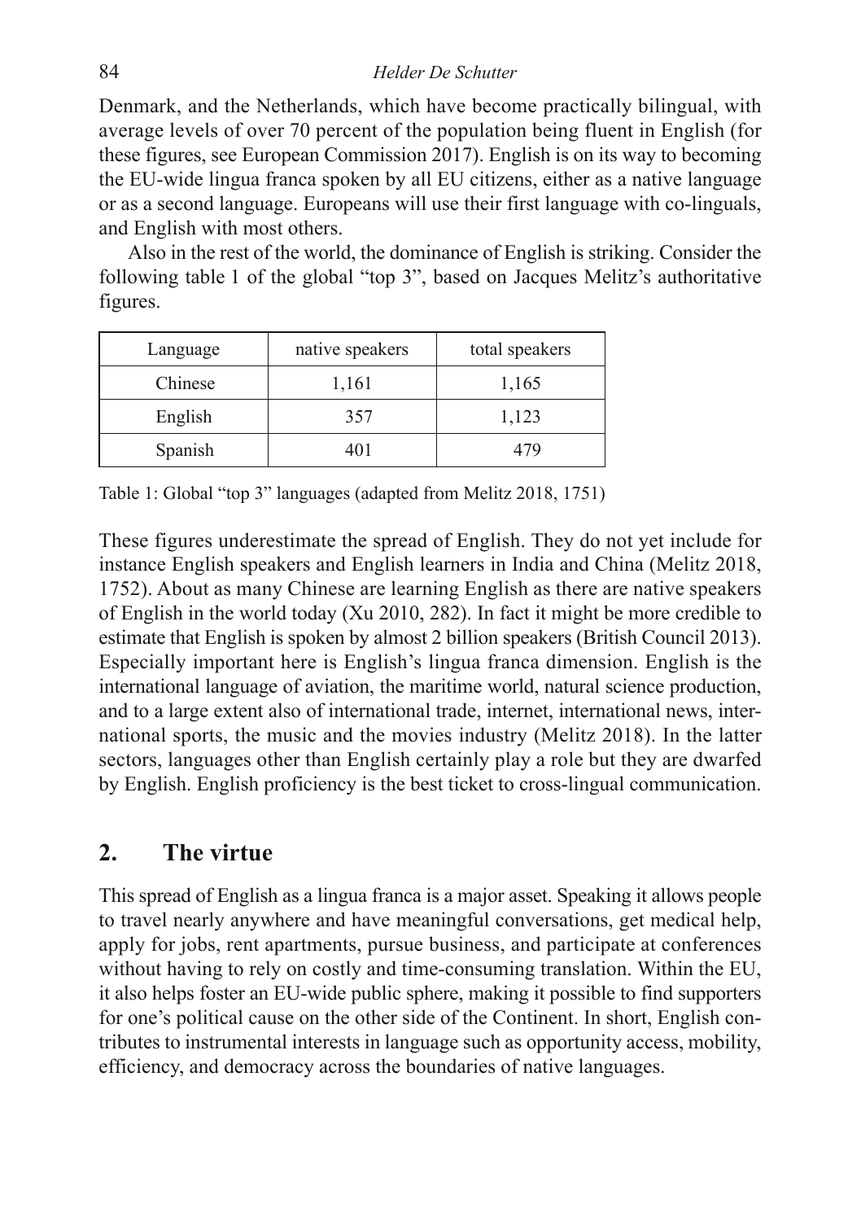Denmark, and the Netherlands, which have become practically bilingual, with average levels of over 70 percent of the population being fluent in English (for these figures, see European Commission 2017). English is on its way to becoming the EU-wide lingua franca spoken by all EU citizens, either as a native language or as a second language. Europeans will use their first language with co-linguals, and English with most others.

Also in the rest of the world, the dominance of English is striking. Consider the following table 1 of the global "top 3", based on Jacques Melitz's authoritative figures.

| Language | native speakers | total speakers |
|---|---|---|
| Chinese | 1,161 | 1,165 |
| English | 357 | 1,123 |
| Spanish | 401 | 479 |

Table 1: Global "top 3" languages (adapted from Melitz 2018, 1751)

These figures underestimate the spread of English. They do not yet include for instance English speakers and English learners in India and China (Melitz 2018, 1752). About as many Chinese are learning English as there are native speakers of English in the world today (Xu 2010, 282). In fact it might be more credible to estimate that English is spoken by almost 2 billion speakers (British Council 2013). Especially important here is English's lingua franca dimension. English is the international language of aviation, the maritime world, natural science production, and to a large extent also of international trade, internet, international news, international sports, the music and the movies industry (Melitz 2018). In the latter sectors, languages other than English certainly play a role but they are dwarfed by English. English proficiency is the best ticket to cross-lingual communication.

## 2. The virtue

This spread of English as a lingua franca is a major asset. Speaking it allows people to travel nearly anywhere and have meaningful conversations, get medical help, apply for jobs, rent apartments, pursue business, and participate at conferences without having to rely on costly and time-consuming translation. Within the EU, it also helps foster an EU-wide public sphere, making it possible to find supporters for one's political cause on the other side of the Continent. In short, English contributes to instrumental interests in language such as opportunity access, mobility, efficiency, and democracy across the boundaries of native languages.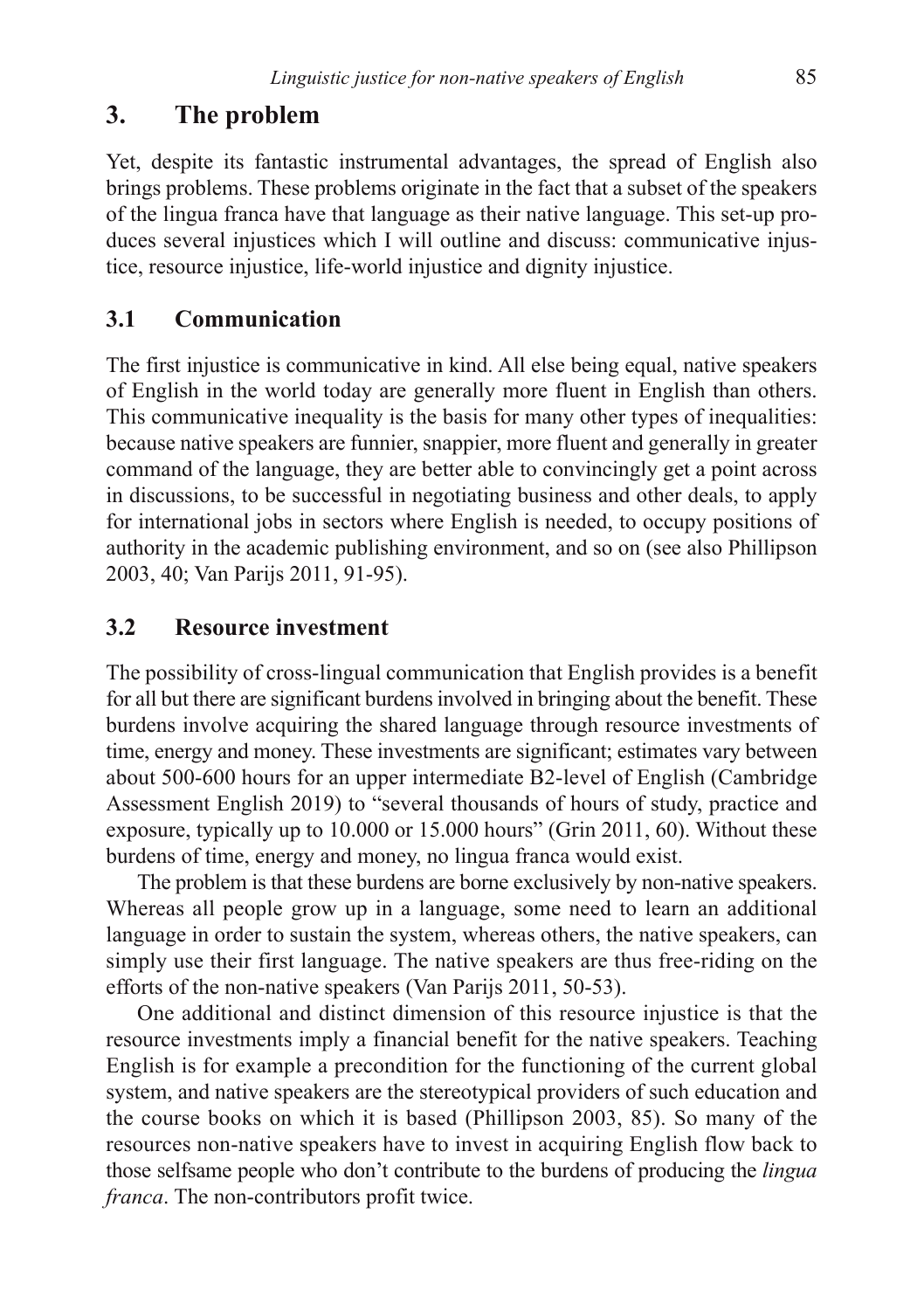## 3. The problem

Yet, despite its fantastic instrumental advantages, the spread of English also brings problems. These problems originate in the fact that a subset of the speakers of the lingua franca have that language as their native language. This set-up produces several injustices which I will outline and discuss: communicative injustice, resource injustice, life-world injustice and dignity injustice.

### 3.1 Communication

The first injustice is communicative in kind. All else being equal, native speakers of English in the world today are generally more fluent in English than others. This communicative inequality is the basis for many other types of inequalities: because native speakers are funnier, snappier, more fluent and generally in greater command of the language, they are better able to convincingly get a point across in discussions, to be successful in negotiating business and other deals, to apply for international jobs in sectors where English is needed, to occupy positions of authority in the academic publishing environment, and so on (see also Phillipson 2003, 40; Van Parijs 2011, 91-95).

### 3.2 Resource investment

The possibility of cross-lingual communication that English provides is a benefit for all but there are significant burdens involved in bringing about the benefit. These burdens involve acquiring the shared language through resource investments of time, energy and money. These investments are significant; estimates vary between about 500-600 hours for an upper intermediate B2-level of English (Cambridge Assessment English 2019) to "several thousands of hours of study, practice and exposure, typically up to 10.000 or 15.000 hours" (Grin 2011, 60). Without these burdens of time, energy and money, no lingua franca would exist.

The problem is that these burdens are borne exclusively by non-native speakers. Whereas all people grow up in a language, some need to learn an additional language in order to sustain the system, whereas others, the native speakers, can simply use their first language. The native speakers are thus free-riding on the efforts of the non-native speakers (Van Parijs 2011, 50-53).

One additional and distinct dimension of this resource injustice is that the resource investments imply a financial benefit for the native speakers. Teaching English is for example a precondition for the functioning of the current global system, and native speakers are the stereotypical providers of such education and the course books on which it is based (Phillipson 2003, 85). So many of the resources non-native speakers have to invest in acquiring English flow back to those selfsame people who don't contribute to the burdens of producing the *lingua franca*. The non-contributors profit twice.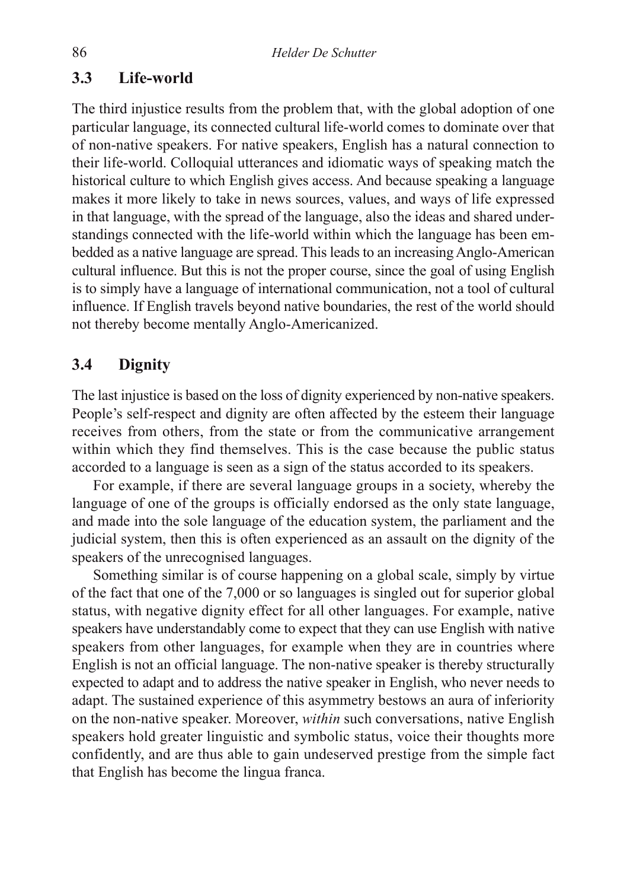### 3.3 Life-world

The third injustice results from the problem that, with the global adoption of one particular language, its connected cultural life-world comes to dominate over that of non-native speakers. For native speakers, English has a natural connection to their life-world. Colloquial utterances and idiomatic ways of speaking match the historical culture to which English gives access. And because speaking a language makes it more likely to take in news sources, values, and ways of life expressed in that language, with the spread of the language, also the ideas and shared understandings connected with the life-world within which the language has been embedded as a native language are spread. This leads to an increasing Anglo-American cultural influence. But this is not the proper course, since the goal of using English is to simply have a language of international communication, not a tool of cultural influence. If English travels beyond native boundaries, the rest of the world should not thereby become mentally Anglo-Americanized.

### 3.4 Dignity

The last injustice is based on the loss of dignity experienced by non-native speakers. People's self-respect and dignity are often affected by the esteem their language receives from others, from the state or from the communicative arrangement within which they find themselves. This is the case because the public status accorded to a language is seen as a sign of the status accorded to its speakers.

For example, if there are several language groups in a society, whereby the language of one of the groups is officially endorsed as the only state language, and made into the sole language of the education system, the parliament and the judicial system, then this is often experienced as an assault on the dignity of the speakers of the unrecognised languages.

Something similar is of course happening on a global scale, simply by virtue of the fact that one of the 7,000 or so languages is singled out for superior global status, with negative dignity effect for all other languages. For example, native speakers have understandably come to expect that they can use English with native speakers from other languages, for example when they are in countries where English is not an official language. The non-native speaker is thereby structurally expected to adapt and to address the native speaker in English, who never needs to adapt. The sustained experience of this asymmetry bestows an aura of inferiority on the non-native speaker. Moreover, *within* such conversations, native English speakers hold greater linguistic and symbolic status, voice their thoughts more confidently, and are thus able to gain undeserved prestige from the simple fact that English has become the lingua franca.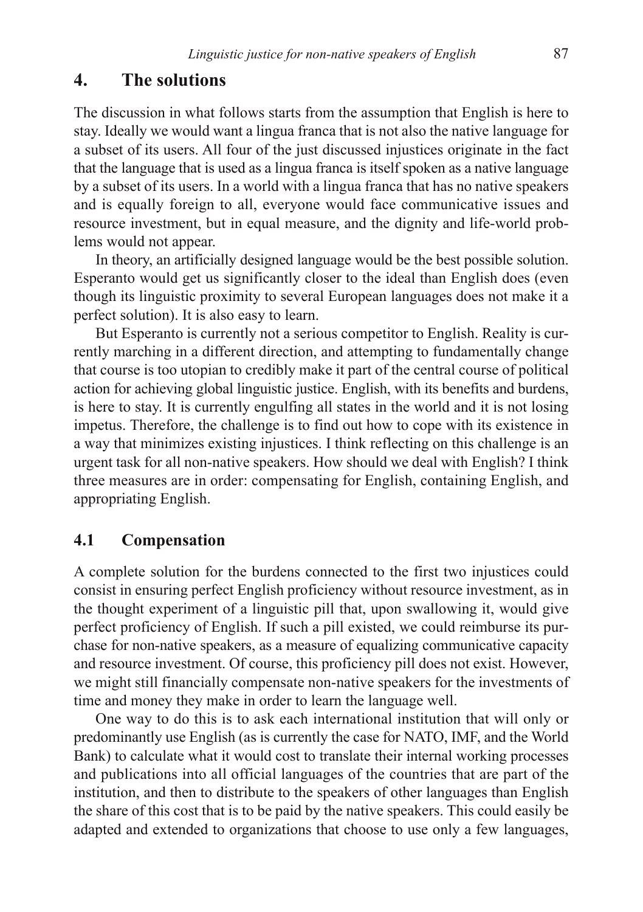## 4. The solutions

The discussion in what follows starts from the assumption that English is here to stay. Ideally we would want a lingua franca that is not also the native language for a subset of its users. All four of the just discussed injustices originate in the fact that the language that is used as a lingua franca is itself spoken as a native language by a subset of its users. In a world with a lingua franca that has no native speakers and is equally foreign to all, everyone would face communicative issues and resource investment, but in equal measure, and the dignity and life-world problems would not appear.

In theory, an artificially designed language would be the best possible solution. Esperanto would get us significantly closer to the ideal than English does (even though its linguistic proximity to several European languages does not make it a perfect solution). It is also easy to learn.

But Esperanto is currently not a serious competitor to English. Reality is currently marching in a different direction, and attempting to fundamentally change that course is too utopian to credibly make it part of the central course of political action for achieving global linguistic justice. English, with its benefits and burdens, is here to stay. It is currently engulfing all states in the world and it is not losing impetus. Therefore, the challenge is to find out how to cope with its existence in a way that minimizes existing injustices. I think reflecting on this challenge is an urgent task for all non-native speakers. How should we deal with English? I think three measures are in order: compensating for English, containing English, and appropriating English.

### 4.1 Compensation

A complete solution for the burdens connected to the first two injustices could consist in ensuring perfect English proficiency without resource investment, as in the thought experiment of a linguistic pill that, upon swallowing it, would give perfect proficiency of English. If such a pill existed, we could reimburse its purchase for non-native speakers, as a measure of equalizing communicative capacity and resource investment. Of course, this proficiency pill does not exist. However, we might still financially compensate non-native speakers for the investments of time and money they make in order to learn the language well.

One way to do this is to ask each international institution that will only or predominantly use English (as is currently the case for NATO, IMF, and the World Bank) to calculate what it would cost to translate their internal working processes and publications into all official languages of the countries that are part of the institution, and then to distribute to the speakers of other languages than English the share of this cost that is to be paid by the native speakers. This could easily be adapted and extended to organizations that choose to use only a few languages,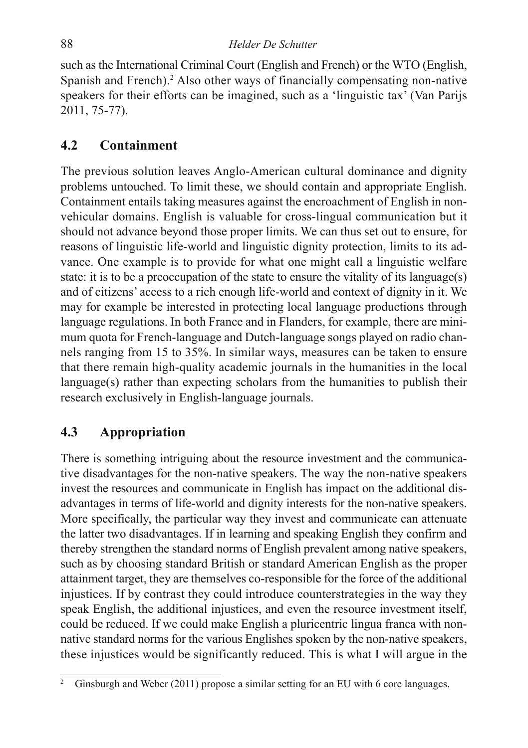such as the International Criminal Court (English and French) or the WTO (English, Spanish and French).[2] Also other ways of financially compensating non-native speakers for their efforts can be imagined, such as a 'linguistic tax' (Van Parijs 2011, 75-77).

## 4.2 Containment

The previous solution leaves Anglo-American cultural dominance and dignity problems untouched. To limit these, we should contain and appropriate English. Containment entails taking measures against the encroachment of English in non-vehicular domains. English is valuable for cross-lingual communication but it should not advance beyond those proper limits. We can thus set out to ensure, for reasons of linguistic life-world and linguistic dignity protection, limits to its advance. One example is to provide for what one might call a linguistic welfare state: it is to be a preoccupation of the state to ensure the vitality of its language(s) and of citizens' access to a rich enough life-world and context of dignity in it. We may for example be interested in protecting local language productions through language regulations. In both France and in Flanders, for example, there are minimum quota for French-language and Dutch-language songs played on radio channels ranging from 15 to 35%. In similar ways, measures can be taken to ensure that there remain high-quality academic journals in the humanities in the local language(s) rather than expecting scholars from the humanities to publish their research exclusively in English-language journals.

## 4.3 Appropriation

There is something intriguing about the resource investment and the communicative disadvantages for the non-native speakers. The way the non-native speakers invest the resources and communicate in English has impact on the additional disadvantages in terms of life-world and dignity interests for the non-native speakers. More specifically, the particular way they invest and communicate can attenuate the latter two disadvantages. If in learning and speaking English they confirm and thereby strengthen the standard norms of English prevalent among native speakers, such as by choosing standard British or standard American English as the proper attainment target, they are themselves co-responsible for the force of the additional injustices. If by contrast they could introduce counterstrategies in the way they speak English, the additional injustices, and even the resource investment itself, could be reduced. If we could make English a pluricentric lingua franca with non-native standard norms for the various Englishes spoken by the non-native speakers, these injustices would be significantly reduced. This is what I will argue in the

[2] Ginsburgh and Weber (2011) propose a similar setting for an EU with 6 core languages.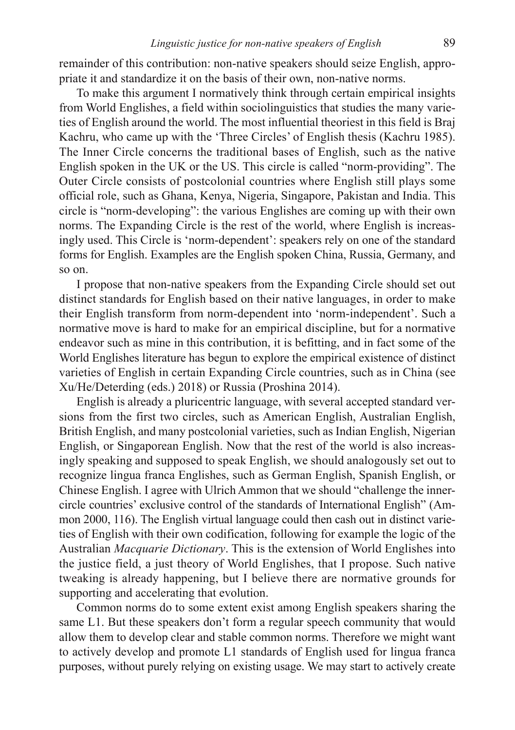remainder of this contribution: non-native speakers should seize English, appropriate it and standardize it on the basis of their own, non-native norms.

To make this argument I normatively think through certain empirical insights from World Englishes, a field within sociolinguistics that studies the many varieties of English around the world. The most influential theoriest in this field is Braj Kachru, who came up with the 'Three Circles' of English thesis (Kachru 1985). The Inner Circle concerns the traditional bases of English, such as the native English spoken in the UK or the US. This circle is called "norm-providing". The Outer Circle consists of postcolonial countries where English still plays some official role, such as Ghana, Kenya, Nigeria, Singapore, Pakistan and India. This circle is "norm-developing": the various Englishes are coming up with their own norms. The Expanding Circle is the rest of the world, where English is increasingly used. This Circle is 'norm-dependent': speakers rely on one of the standard forms for English. Examples are the English spoken China, Russia, Germany, and so on.

I propose that non-native speakers from the Expanding Circle should set out distinct standards for English based on their native languages, in order to make their English transform from norm-dependent into 'norm-independent'. Such a normative move is hard to make for an empirical discipline, but for a normative endeavor such as mine in this contribution, it is befitting, and in fact some of the World Englishes literature has begun to explore the empirical existence of distinct varieties of English in certain Expanding Circle countries, such as in China (see Xu/He/Deterding (eds.) 2018) or Russia (Proshina 2014).

English is already a pluricentric language, with several accepted standard versions from the first two circles, such as American English, Australian English, British English, and many postcolonial varieties, such as Indian English, Nigerian English, or Singaporean English. Now that the rest of the world is also increasingly speaking and supposed to speak English, we should analogously set out to recognize lingua franca Englishes, such as German English, Spanish English, or Chinese English. I agree with Ulrich Ammon that we should "challenge the inner-circle countries' exclusive control of the standards of International English" (Ammon 2000, 116). The English virtual language could then cash out in distinct varieties of English with their own codification, following for example the logic of the Australian *Macquarie Dictionary*. This is the extension of World Englishes into the justice field, a just theory of World Englishes, that I propose. Such native tweaking is already happening, but I believe there are normative grounds for supporting and accelerating that evolution.

Common norms do to some extent exist among English speakers sharing the same L1. But these speakers don't form a regular speech community that would allow them to develop clear and stable common norms. Therefore we might want to actively develop and promote L1 standards of English used for lingua franca purposes, without purely relying on existing usage. We may start to actively create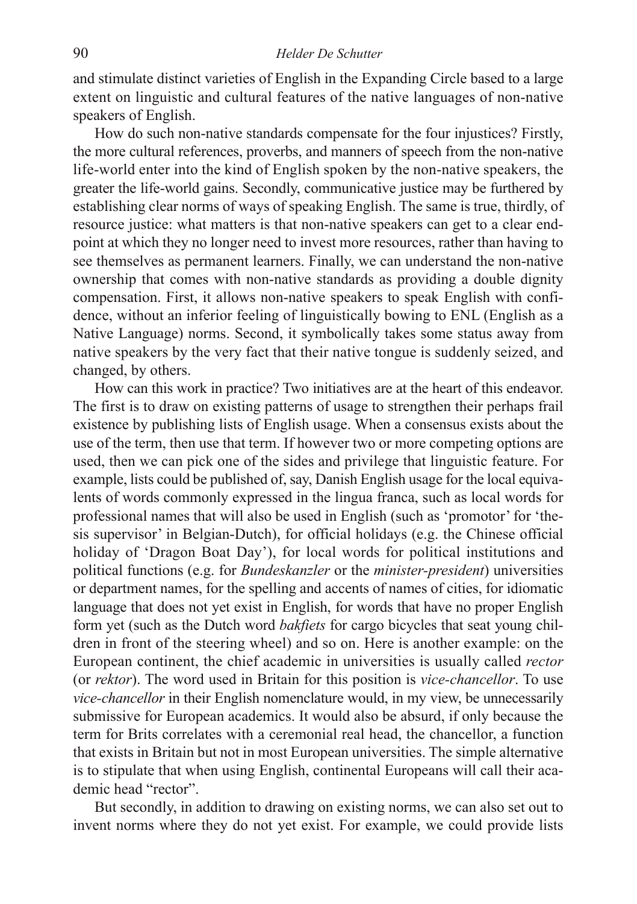and stimulate distinct varieties of English in the Expanding Circle based to a large extent on linguistic and cultural features of the native languages of non-native speakers of English.

How do such non-native standards compensate for the four injustices? Firstly, the more cultural references, proverbs, and manners of speech from the non-native life-world enter into the kind of English spoken by the non-native speakers, the greater the life-world gains. Secondly, communicative justice may be furthered by establishing clear norms of ways of speaking English. The same is true, thirdly, of resource justice: what matters is that non-native speakers can get to a clear endpoint at which they no longer need to invest more resources, rather than having to see themselves as permanent learners. Finally, we can understand the non-native ownership that comes with non-native standards as providing a double dignity compensation. First, it allows non-native speakers to speak English with confidence, without an inferior feeling of linguistically bowing to ENL (English as a Native Language) norms. Second, it symbolically takes some status away from native speakers by the very fact that their native tongue is suddenly seized, and changed, by others.

How can this work in practice? Two initiatives are at the heart of this endeavor. The first is to draw on existing patterns of usage to strengthen their perhaps frail existence by publishing lists of English usage. When a consensus exists about the use of the term, then use that term. If however two or more competing options are used, then we can pick one of the sides and privilege that linguistic feature. For example, lists could be published of, say, Danish English usage for the local equivalents of words commonly expressed in the lingua franca, such as local words for professional names that will also be used in English (such as 'promotor' for 'thesis supervisor' in Belgian-Dutch), for official holidays (e.g. the Chinese official holiday of 'Dragon Boat Day'), for local words for political institutions and political functions (e.g. for *Bundeskanzler* or the *minister-president*) universities or department names, for the spelling and accents of names of cities, for idiomatic language that does not yet exist in English, for words that have no proper English form yet (such as the Dutch word *bakfiets* for cargo bicycles that seat young children in front of the steering wheel) and so on. Here is another example: on the European continent, the chief academic in universities is usually called *rector* (or *rektor*). The word used in Britain for this position is *vice-chancellor*. To use *vice-chancellor* in their English nomenclature would, in my view, be unnecessarily submissive for European academics. It would also be absurd, if only because the term for Brits correlates with a ceremonial real head, the chancellor, a function that exists in Britain but not in most European universities. The simple alternative is to stipulate that when using English, continental Europeans will call their academic head "rector".

But secondly, in addition to drawing on existing norms, we can also set out to invent norms where they do not yet exist. For example, we could provide lists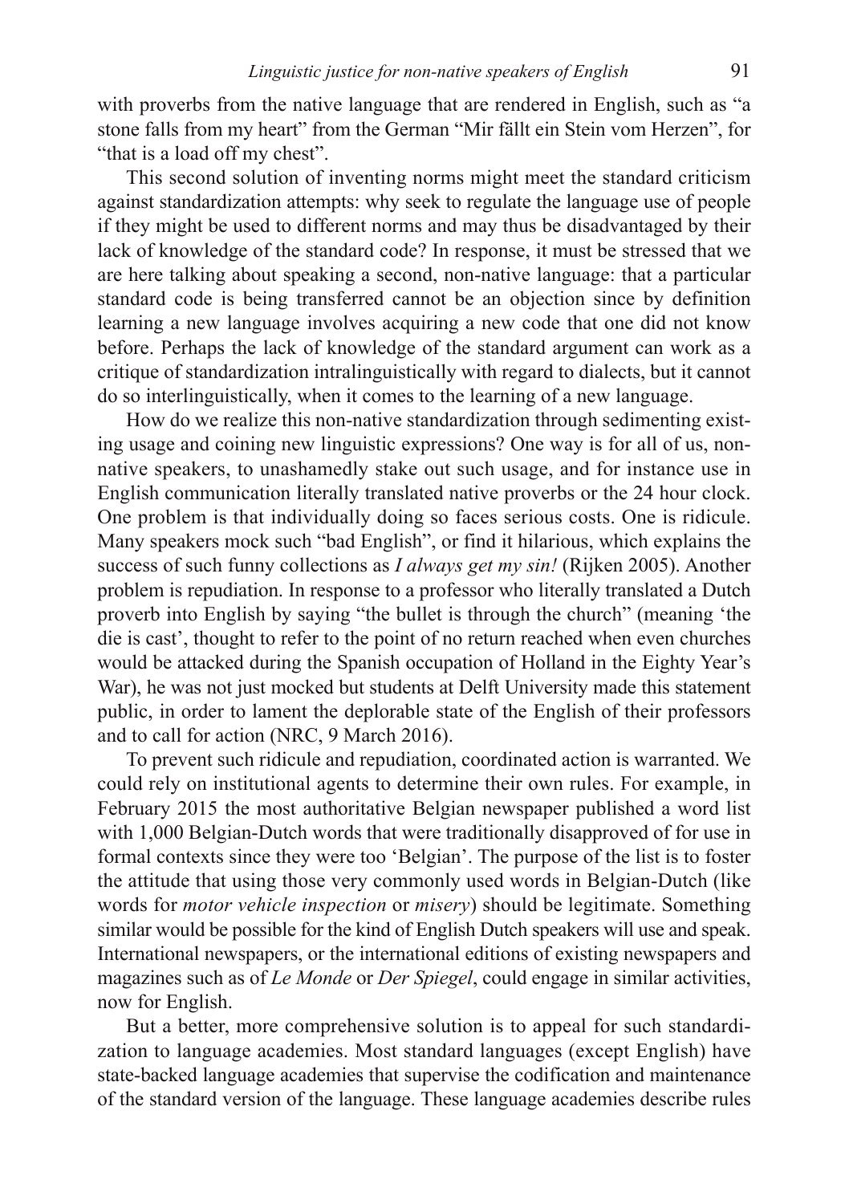with proverbs from the native language that are rendered in English, such as "a stone falls from my heart" from the German "Mir fällt ein Stein vom Herzen", for "that is a load off my chest".

This second solution of inventing norms might meet the standard criticism against standardization attempts: why seek to regulate the language use of people if they might be used to different norms and may thus be disadvantaged by their lack of knowledge of the standard code? In response, it must be stressed that we are here talking about speaking a second, non-native language: that a particular standard code is being transferred cannot be an objection since by definition learning a new language involves acquiring a new code that one did not know before. Perhaps the lack of knowledge of the standard argument can work as a critique of standardization intralinguistically with regard to dialects, but it cannot do so interlinguistically, when it comes to the learning of a new language.

How do we realize this non-native standardization through sedimenting existing usage and coining new linguistic expressions? One way is for all of us, non-native speakers, to unashamedly stake out such usage, and for instance use in English communication literally translated native proverbs or the 24 hour clock. One problem is that individually doing so faces serious costs. One is ridicule. Many speakers mock such "bad English", or find it hilarious, which explains the success of such funny collections as *I always get my sin!* (Rijken 2005). Another problem is repudiation. In response to a professor who literally translated a Dutch proverb into English by saying "the bullet is through the church" (meaning 'the die is cast', thought to refer to the point of no return reached when even churches would be attacked during the Spanish occupation of Holland in the Eighty Year's War), he was not just mocked but students at Delft University made this statement public, in order to lament the deplorable state of the English of their professors and to call for action (NRC, 9 March 2016).

To prevent such ridicule and repudiation, coordinated action is warranted. We could rely on institutional agents to determine their own rules. For example, in February 2015 the most authoritative Belgian newspaper published a word list with 1,000 Belgian-Dutch words that were traditionally disapproved of for use in formal contexts since they were too 'Belgian'. The purpose of the list is to foster the attitude that using those very commonly used words in Belgian-Dutch (like words for *motor vehicle inspection* or *misery*) should be legitimate. Something similar would be possible for the kind of English Dutch speakers will use and speak. International newspapers, or the international editions of existing newspapers and magazines such as of *Le Monde* or *Der Spiegel*, could engage in similar activities, now for English.

But a better, more comprehensive solution is to appeal for such standardization to language academies. Most standard languages (except English) have state-backed language academies that supervise the codification and maintenance of the standard version of the language. These language academies describe rules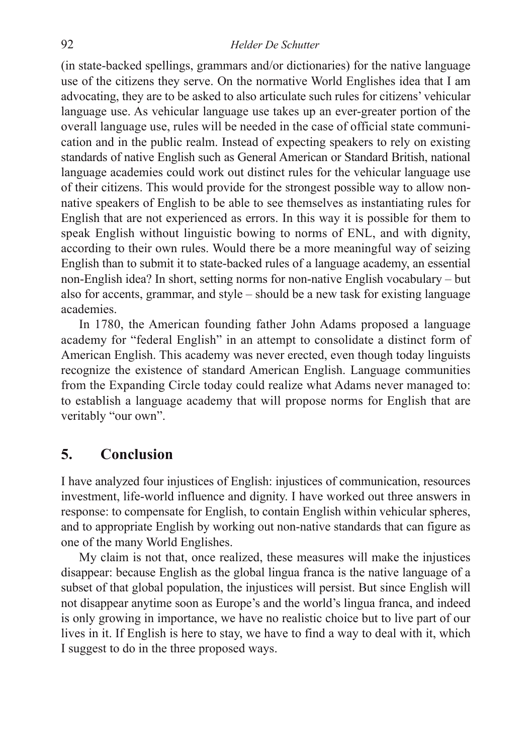(in state-backed spellings, grammars and/or dictionaries) for the native language use of the citizens they serve. On the normative World Englishes idea that I am advocating, they are to be asked to also articulate such rules for citizens' vehicular language use. As vehicular language use takes up an ever-greater portion of the overall language use, rules will be needed in the case of official state communication and in the public realm. Instead of expecting speakers to rely on existing standards of native English such as General American or Standard British, national language academies could work out distinct rules for the vehicular language use of their citizens. This would provide for the strongest possible way to allow non-native speakers of English to be able to see themselves as instantiating rules for English that are not experienced as errors. In this way it is possible for them to speak English without linguistic bowing to norms of ENL, and with dignity, according to their own rules. Would there be a more meaningful way of seizing English than to submit it to state-backed rules of a language academy, an essential non-English idea? In short, setting norms for non-native English vocabulary – but also for accents, grammar, and style – should be a new task for existing language academies.

In 1780, the American founding father John Adams proposed a language academy for "federal English" in an attempt to consolidate a distinct form of American English. This academy was never erected, even though today linguists recognize the existence of standard American English. Language communities from the Expanding Circle today could realize what Adams never managed to: to establish a language academy that will propose norms for English that are veritably "our own".

## 5. Conclusion

I have analyzed four injustices of English: injustices of communication, resources investment, life-world influence and dignity. I have worked out three answers in response: to compensate for English, to contain English within vehicular spheres, and to appropriate English by working out non-native standards that can figure as one of the many World Englishes.

My claim is not that, once realized, these measures will make the injustices disappear: because English as the global lingua franca is the native language of a subset of that global population, the injustices will persist. But since English will not disappear anytime soon as Europe's and the world's lingua franca, and indeed is only growing in importance, we have no realistic choice but to live part of our lives in it. If English is here to stay, we have to find a way to deal with it, which I suggest to do in the three proposed ways.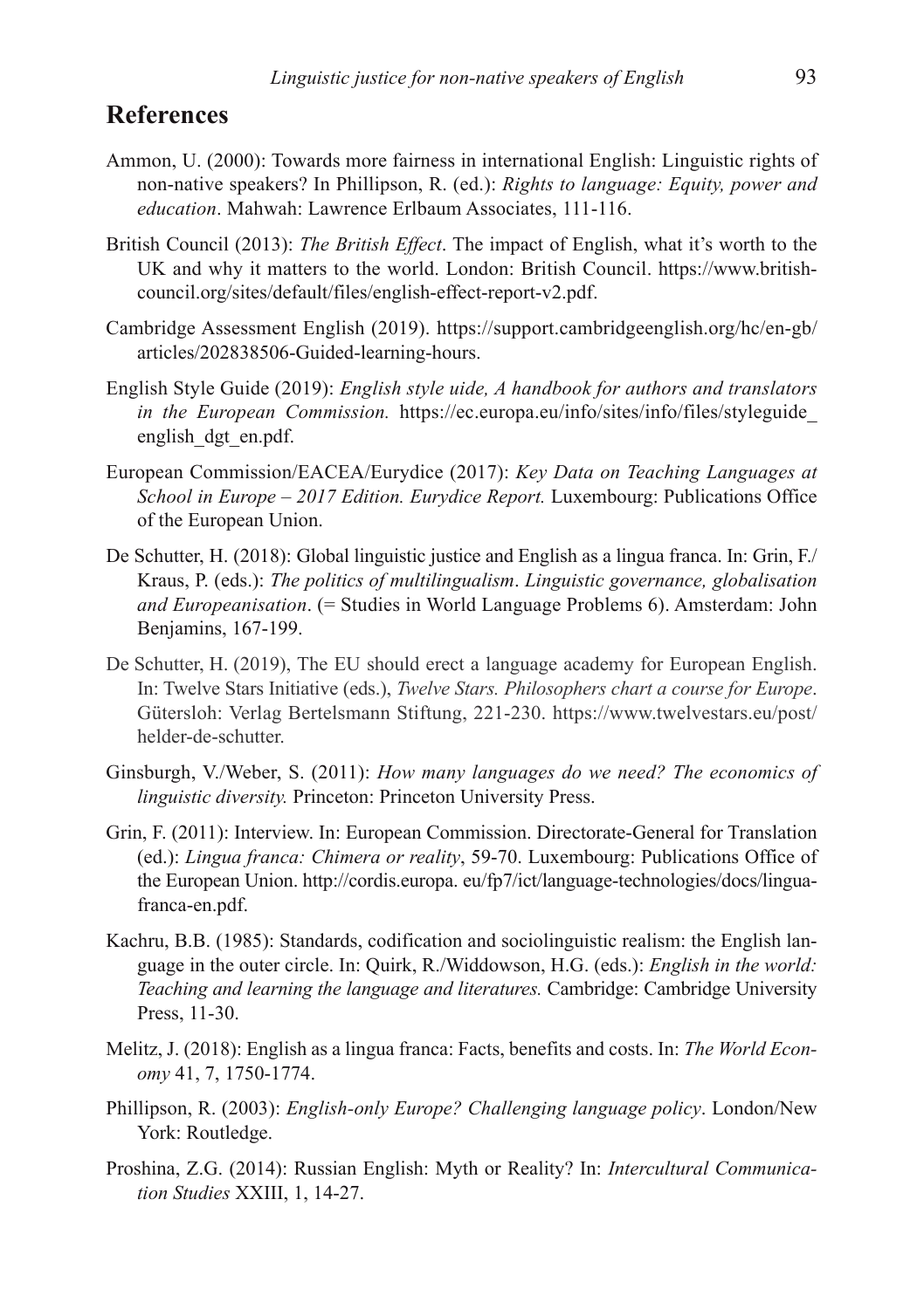## References

Ammon, U. (2000): Towards more fairness in international English: Linguistic rights of non-native speakers? In Phillipson, R. (ed.): *Rights to language: Equity, power and education*. Mahwah: Lawrence Erlbaum Associates, 111-116.

British Council (2013): *The British Effect*. The impact of English, what it's worth to the UK and why it matters to the world. London: British Council. https://www.britishcouncil.org/sites/default/files/english-effect-report-v2.pdf.

Cambridge Assessment English (2019). https://support.cambridgeenglish.org/hc/en-gb/articles/202838506-Guided-learning-hours.

English Style Guide (2019): *English style uide, A handbook for authors and translators in the European Commission.* https://ec.europa.eu/info/sites/info/files/styleguide_english_dgt_en.pdf.

European Commission/EACEA/Eurydice (2017): *Key Data on Teaching Languages at School in Europe – 2017 Edition. Eurydice Report.* Luxembourg: Publications Office of the European Union.

De Schutter, H. (2018): Global linguistic justice and English as a lingua franca. In: Grin, F./Kraus, P. (eds.): *The politics of multilingualism*. *Linguistic governance, globalisation and Europeanisation*. (= Studies in World Language Problems 6). Amsterdam: John Benjamins, 167-199.

De Schutter, H. (2019), The EU should erect a language academy for European English. In: Twelve Stars Initiative (eds.), *Twelve Stars. Philosophers chart a course for Europe*. Gütersloh: Verlag Bertelsmann Stiftung, 221-230. https://www.twelvestars.eu/post/helder-de-schutter.

Ginsburgh, V./Weber, S. (2011): *How many languages do we need? The economics of linguistic diversity.* Princeton: Princeton University Press.

Grin, F. (2011): Interview. In: European Commission. Directorate-General for Translation (ed.): *Lingua franca: Chimera or reality*, 59-70. Luxembourg: Publications Office of the European Union. http://cordis.europa. eu/fp7/ict/language-technologies/docs/lingua-franca-en.pdf.

Kachru, B.B. (1985): Standards, codification and sociolinguistic realism: the English language in the outer circle. In: Quirk, R./Widdowson, H.G. (eds.): *English in the world: Teaching and learning the language and literatures.* Cambridge: Cambridge University Press, 11-30.

Melitz, J. (2018): English as a lingua franca: Facts, benefits and costs. In: *The World Economy* 41, 7, 1750-1774.

Phillipson, R. (2003): *English-only Europe? Challenging language policy*. London/New York: Routledge.

Proshina, Z.G. (2014): Russian English: Myth or Reality? In: *Intercultural Communication Studies* XXIII, 1, 14-27.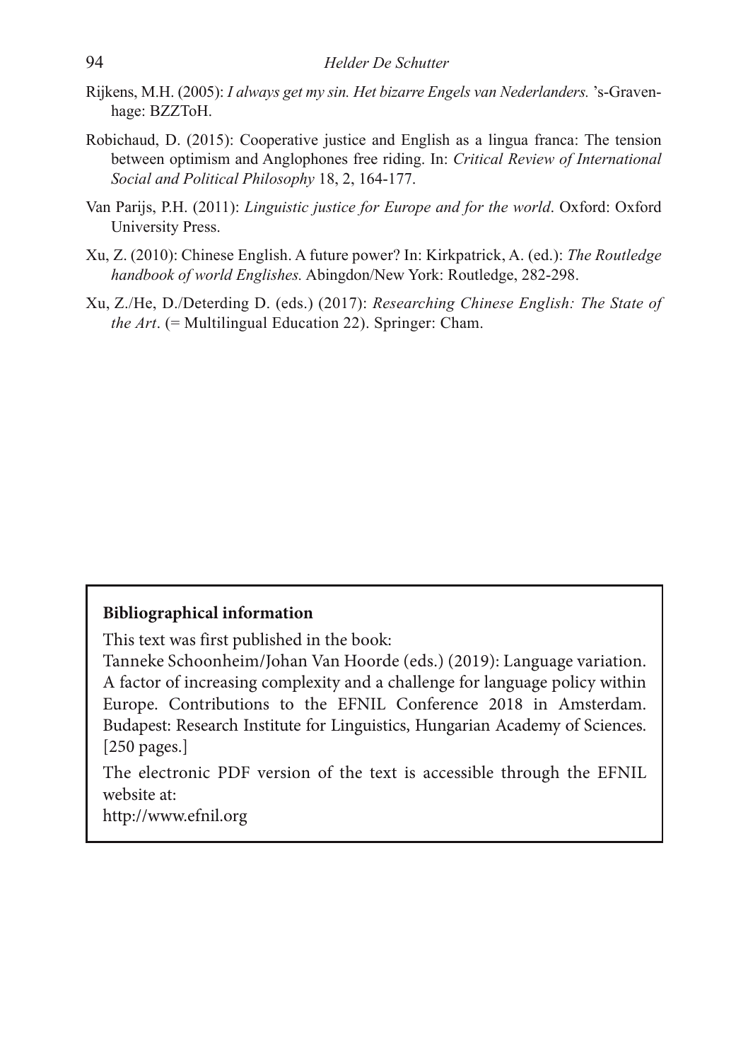Rijkens, M.H. (2005): *I always get my sin. Het bizarre Engels van Nederlanders.* 's-Gravenhage: BZZToH.

Robichaud, D. (2015): Cooperative justice and English as a lingua franca: The tension between optimism and Anglophones free riding. In: *Critical Review of International Social and Political Philosophy* 18, 2, 164-177.

Van Parijs, P.H. (2011): *Linguistic justice for Europe and for the world*. Oxford: Oxford University Press.

Xu, Z. (2010): Chinese English. A future power? In: Kirkpatrick, A. (ed.): *The Routledge handbook of world Englishes.* Abingdon/New York: Routledge, 282-298.

Xu, Z./He, D./Deterding D. (eds.) (2017): *Researching Chinese English: The State of the Art*. (= Multilingual Education 22). Springer: Cham.

**Bibliographical information**

This text was first published in the book:

Tanneke Schoonheim/Johan Van Hoorde (eds.) (2019): Language variation. A factor of increasing complexity and a challenge for language policy within Europe. Contributions to the EFNIL Conference 2018 in Amsterdam. Budapest: Research Institute for Linguistics, Hungarian Academy of Sciences. [250 pages.]

The electronic PDF version of the text is accessible through the EFNIL website at:

http://www.efnil.org